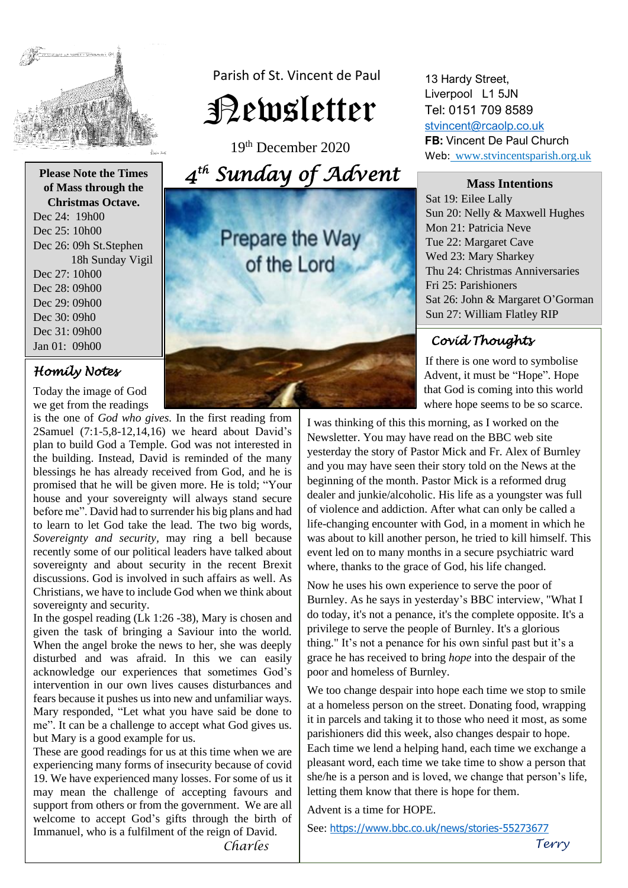# Parish of St. Vincent de Paul Newsletter

19th December 2020

13 Hardy Street,
Liverpool L1 5JN
Tel: 0151 709 8589
stvincent@rcaolp.co.uk
**FB:** Vincent De Paul Church
Web: www.stvincentsparish.org.uk

## 4th Sunday of Advent

Prepare the Way of the Lord

**Please Note the Times of Mass through the Christmas Octave.**

Dec 24: 19h00
Dec 25: 10h00
Dec 26: 09h St.Stephen
18h Sunday Vigil
Dec 27: 10h00
Dec 28: 09h00
Dec 29: 09h00
Dec 30: 09h0
Dec 31: 09h00
Jan 01: 09h00

### Mass Intentions

Sat 19: Eilee Lally
Sun 20: Nelly & Maxwell Hughes
Mon 21: Patricia Neve
Tue 22: Margaret Cave
Wed 23: Mary Sharkey
Thu 24: Christmas Anniversaries
Fri 25: Parishioners
Sat 26: John & Margaret O'Gorman
Sun 27: William Flatley RIP

### Homily Notes

Today the image of God we get from the readings is the one of *God who gives.* In the first reading from 2Samuel (7:1-5,8-12,14,16) we heard about David's plan to build God a Temple. God was not interested in the building. Instead, David is reminded of the many blessings he has already received from God, and he is promised that he will be given more. He is told; "Your house and your sovereignty will always stand secure before me". David had to surrender his big plans and had to learn to let God take the lead. The two big words, *Sovereignty and security,* may ring a bell because recently some of our political leaders have talked about sovereignty and about security in the recent Brexit discussions. God is involved in such affairs as well. As Christians, we have to include God when we think about sovereignty and security.

In the gospel reading (Lk 1:26 -38), Mary is chosen and given the task of bringing a Saviour into the world. When the angel broke the news to her, she was deeply disturbed and was afraid. In this we can easily acknowledge our experiences that sometimes God's intervention in our own lives causes disturbances and fears because it pushes us into new and unfamiliar ways. Mary responded, "Let what you have said be done to me". It can be a challenge to accept what God gives us. but Mary is a good example for us.

These are good readings for us at this time when we are experiencing many forms of insecurity because of covid 19. We have experienced many losses. For some of us it may mean the challenge of accepting favours and support from others or from the government. We are all welcome to accept God's gifts through the birth of Immanuel, who is a fulfilment of the reign of David.

*Charles*

### Covid Thoughts

If there is one word to symbolise Advent, it must be "Hope". Hope that God is coming into this world where hope seems to be so scarce.

I was thinking of this this morning, as I worked on the Newsletter. You may have read on the BBC web site yesterday the story of Pastor Mick and Fr. Alex of Burnley and you may have seen their story told on the News at the beginning of the month. Pastor Mick is a reformed drug dealer and junkie/alcoholic. His life as a youngster was full of violence and addiction. After what can only be called a life-changing encounter with God, in a moment in which he was about to kill another person, he tried to kill himself. This event led on to many months in a secure psychiatric ward where, thanks to the grace of God, his life changed.

Now he uses his own experience to serve the poor of Burnley. As he says in yesterday's BBC interview, "What I do today, it's not a penance, it's the complete opposite. It's a privilege to serve the people of Burnley. It's a glorious thing." It's not a penance for his own sinful past but it's a grace he has received to bring *hope* into the despair of the poor and homeless of Burnley.

We too change despair into hope each time we stop to smile at a homeless person on the street. Donating food, wrapping it in parcels and taking it to those who need it most, as some parishioners did this week, also changes despair to hope. Each time we lend a helping hand, each time we exchange a pleasant word, each time we take time to show a person that she/he is a person and is loved, we change that person's life, letting them know that there is hope for them.

Advent is a time for HOPE.

See: https://www.bbc.co.uk/news/stories-55273677

*Terry*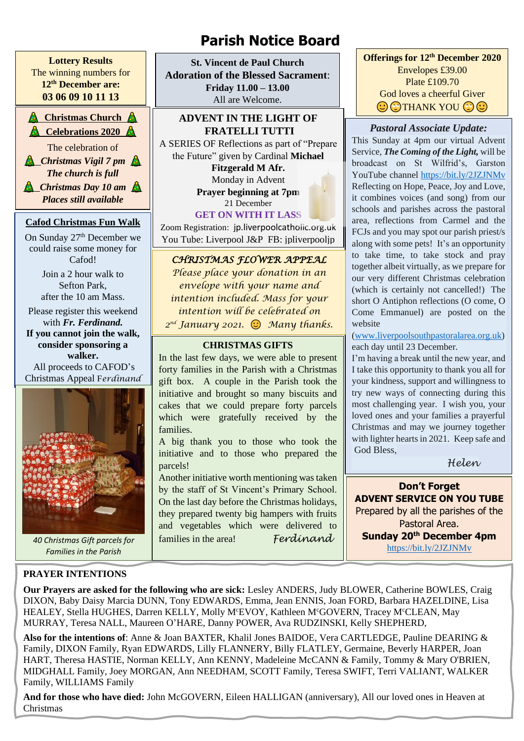# Parish Notice Board

**Lottery Results**
The winning numbers for **12th December are:**
**03 06 09 10 11 13**

**St. Vincent de Paul Church**
**Adoration of the Blessed Sacrament**:
**Friday 11.00 – 13.00**
All are Welcome.

**Offerings for 12th December 2020**
Envelopes £39.00
Plate £109.70
God loves a cheerful Giver
☺☹THANK YOU ☹☺

**Christmas Church Celebrations 2020**

The celebration of
*Christmas Vigil 7 pm*
*The church is full*
*Christmas Day 10 am*
*Places still available*

**Cafod Christmas Fun Walk**

On Sunday 27th December we could raise some money for Cafod!

Join a 2 hour walk to Sefton Park, after the 10 am Mass.

Please register this weekend with ***Fr. Ferdinand.***
**If you cannot join the walk, consider sponsoring a walker.**
All proceeds to CAFOD's Christmas Appeal *Ferdinand*

*40 Christmas Gift parcels for Families in the Parish*

**ADVENT IN THE LIGHT OF FRATELLI TUTTI**

A SERIES OF Reflections as part of "Prepare the Future" given by Cardinal **Michael Fitzgerald M Afr.**
Monday in Advent
**Prayer beginning at 7pm**
21 December
**GET ON WITH IT LASS**
Zoom Registration: jp.liverpoolcatholic.org.uk
You Tube: Liverpool J&P FB: jpliverpooljp

***CHRISTMAS FLOWER APPEAL***
*Please place your donation in an envelope with your name and intention included. Mass for your intention will be celebrated on 2nd January 2021. ☺ Many thanks.*

**CHRISTMAS GIFTS**

In the last few days, we were able to present forty families in the Parish with a Christmas gift box. A couple in the Parish took the initiative and brought so many biscuits and cakes that we could prepare forty parcels which were gratefully received by the families.

A big thank you to those who took the initiative and to those who prepared the parcels!

Another initiative worth mentioning was taken by the staff of St Vincent's Primary School. On the last day before the Christmas holidays, they prepared twenty big hampers with fruits and vegetables which were delivered to families in the area! *Ferdinand*

***Pastoral Associate Update:***

This Sunday at 4pm our virtual Advent Service, ***The Coming of the Light,*** will be broadcast on St Wilfrid's, Garston YouTube channel https://bit.ly/2JZJNMv Reflecting on Hope, Peace, Joy and Love, it combines voices (and song) from our schools and parishes across the pastoral area, reflections from Carmel and the FCJs and you may spot our parish priest/s along with some pets! It's an opportunity to take time, to take stock and pray together albeit virtually, as we prepare for our very different Christmas celebration (which is certainly not cancelled!) The short O Antiphon reflections (O come, O Come Emmanuel) are posted on the website (www.liverpoolsouthpastoralarea.org.uk) each day until 23 December.

I'm having a break until the new year, and I take this opportunity to thank you all for your kindness, support and willingness to try new ways of connecting during this most challenging year. I wish you, your loved ones and your families a prayerful Christmas and may we journey together with lighter hearts in 2021. Keep safe and God Bless,

*Helen*

**Don't Forget**
**ADVENT SERVICE ON YOU TUBE**
Prepared by all the parishes of the Pastoral Area.
**Sunday 20th December 4pm**
https://bit.ly/2JZJNMv

**PRAYER INTENTIONS**

**Our Prayers are asked for the following who are sick:** Lesley ANDERS, Judy BLOWER, Catherine BOWLES, Craig DIXON, Baby Daisy Marcia DUNN, Tony EDWARDS, Emma, Jean ENNIS, Joan FORD, Barbara HAZELDINE, Lisa HEALEY, Stella HUGHES, Darren KELLY, Molly McEVOY, Kathleen McGOVERN, Tracey McCLEAN, May MURRAY, Teresa NALL, Maureen O'HARE, Danny POWER, Ava RUDZINSKI, Kelly SHEPHERD,

**Also for the intentions of**: Anne & Joan BAXTER, Khalil Jones BAIDOE, Vera CARTLEDGE, Pauline DEARING & Family, DIXON Family, Ryan EDWARDS, Lilly FLANNERY, Billy FLATLEY, Germaine, Beverly HARPER, Joan HART, Theresa HASTIE, Norman KELLY, Ann KENNY, Madeleine McCANN & Family, Tommy & Mary O'BRIEN, MIDGHALL Family, Joey MORGAN, Ann NEEDHAM, SCOTT Family, Teresa SWIFT, Terri VALIANT, WALKER Family, WILLIAMS Family

**And for those who have died:** John McGOVERN, Eileen HALLIGAN (anniversary), All our loved ones in Heaven at Christmas